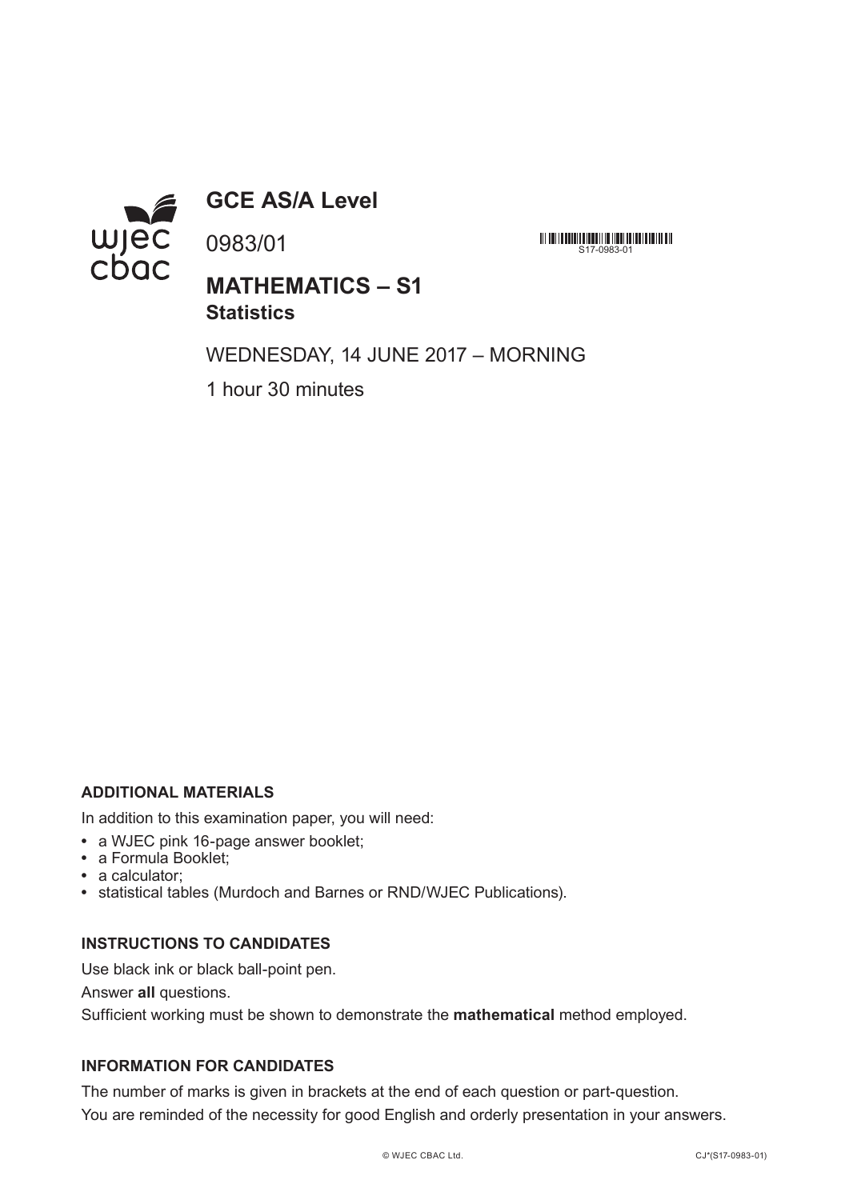# GCE AS/A Level

0983/01

## MATHEMATICS – S1
**Statistics**

WEDNESDAY, 14 JUNE 2017 – MORNING

1 hour 30 minutes

### ADDITIONAL MATERIALS

In addition to this examination paper, you will need:

- a WJEC pink 16-page answer booklet;
- a Formula Booklet;
- a calculator;
- statistical tables (Murdoch and Barnes or RND/WJEC Publications).

### INSTRUCTIONS TO CANDIDATES

Use black ink or black ball-point pen.

Answer **all** questions.

Sufficient working must be shown to demonstrate the **mathematical** method employed.

### INFORMATION FOR CANDIDATES

The number of marks is given in brackets at the end of each question or part-question.

You are reminded of the necessity for good English and orderly presentation in your answers.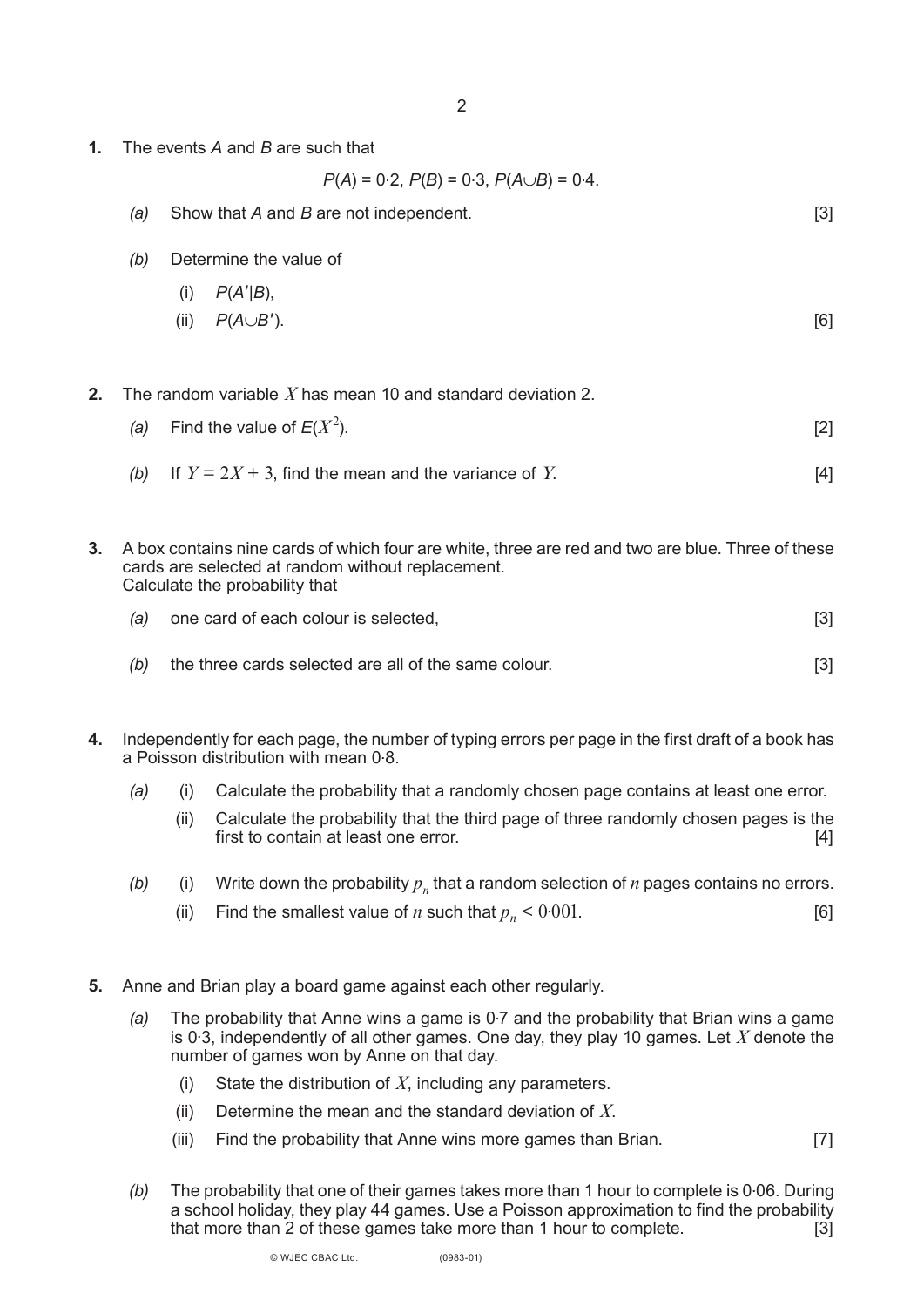**1.** The events $A$ and $B$ are such that

$$P(A) = 0{\cdot}2,\ P(B) = 0{\cdot}3,\ P(A \cup B) = 0{\cdot}4.$$

*(a)* Show that $A$ and $B$ are not independent. [3]

*(b)* Determine the value of

(i) $P(A'|B)$,

(ii) $P(A \cup B')$. [6]

**2.** The random variable $X$ has mean 10 and standard deviation 2.

*(a)* Find the value of $E(X^2)$. [2]

*(b)* If $Y = 2X + 3$, find the mean and the variance of $Y$. [4]

**3.** A box contains nine cards of which four are white, three are red and two are blue. Three of these cards are selected at random without replacement.
Calculate the probability that

*(a)* one card of each colour is selected, [3]

*(b)* the three cards selected are all of the same colour. [3]

**4.** Independently for each page, the number of typing errors per page in the first draft of a book has a Poisson distribution with mean 0·8.

*(a)* (i) Calculate the probability that a randomly chosen page contains at least one error.

(ii) Calculate the probability that the third page of three randomly chosen pages is the first to contain at least one error. [4]

*(b)* (i) Write down the probability $p_n$ that a random selection of $n$ pages contains no errors.

(ii) Find the smallest value of $n$ such that $p_n < 0{\cdot}001$. [6]

**5.** Anne and Brian play a board game against each other regularly.

*(a)* The probability that Anne wins a game is 0·7 and the probability that Brian wins a game is 0·3, independently of all other games. One day, they play 10 games. Let $X$ denote the number of games won by Anne on that day.

(i) State the distribution of $X$, including any parameters.

(ii) Determine the mean and the standard deviation of $X$.

(iii) Find the probability that Anne wins more games than Brian. [7]

*(b)* The probability that one of their games takes more than 1 hour to complete is 0·06. During a school holiday, they play 44 games. Use a Poisson approximation to find the probability that more than 2 of these games take more than 1 hour to complete. [3]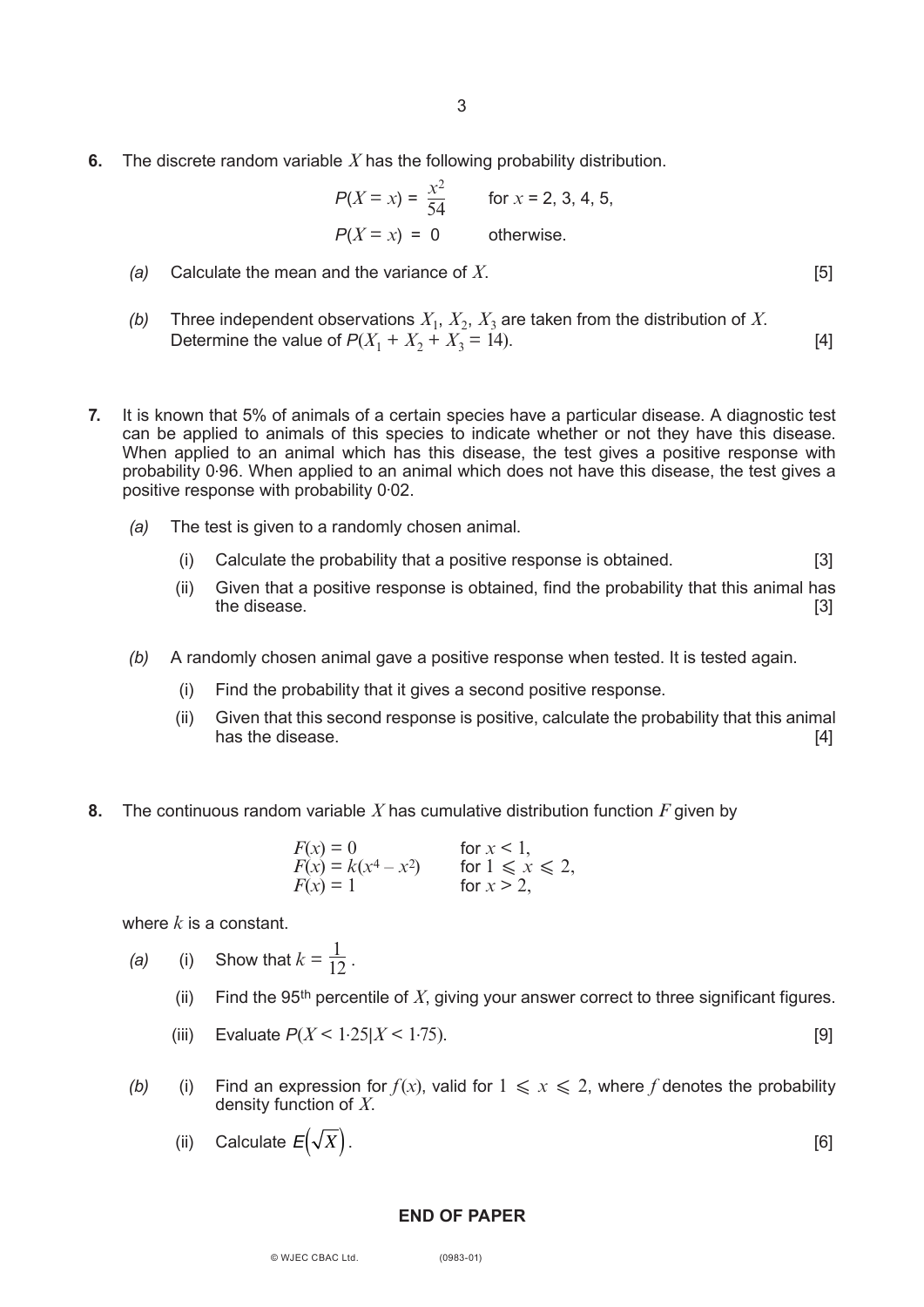**6.** The discrete random variable $X$ has the following probability distribution.

$$P(X = x) = \frac{x^2}{54} \qquad \text{for } x = 2, 3, 4, 5,$$

$$P(X = x) = 0 \qquad \text{otherwise.}$$

*(a)* Calculate the mean and the variance of $X$. [5]

*(b)* Three independent observations $X_1$, $X_2$, $X_3$ are taken from the distribution of $X$. Determine the value of $P(X_1 + X_2 + X_3 = 14)$. [4]

**7.** It is known that 5% of animals of a certain species have a particular disease. A diagnostic test can be applied to animals of this species to indicate whether or not they have this disease. When applied to an animal which has this disease, the test gives a positive response with probability 0·96. When applied to an animal which does not have this disease, the test gives a positive response with probability 0·02.

*(a)* The test is given to a randomly chosen animal.

(i) Calculate the probability that a positive response is obtained. [3]

(ii) Given that a positive response is obtained, find the probability that this animal has the disease. [3]

*(b)* A randomly chosen animal gave a positive response when tested. It is tested again.

(i) Find the probability that it gives a second positive response.

(ii) Given that this second response is positive, calculate the probability that this animal has the disease. [4]

**8.** The continuous random variable $X$ has cumulative distribution function $F$ given by

$$F(x) = 0 \qquad \text{for } x < 1,$$
$$F(x) = k(x^4 - x^2) \qquad \text{for } 1 \leqslant x \leqslant 2,$$
$$F(x) = 1 \qquad \text{for } x > 2,$$

where $k$ is a constant.

*(a)* (i) Show that $k = \frac{1}{12}$.

(ii) Find the 95th percentile of $X$, giving your answer correct to three significant figures.

(iii) Evaluate $P(X < 1{\cdot}25 | X < 1{\cdot}75)$. [9]

*(b)* (i) Find an expression for $f(x)$, valid for $1 \leqslant x \leqslant 2$, where $f$ denotes the probability density function of $X$.

(ii) Calculate $E\left(\sqrt{X}\right)$. [6]

**END OF PAPER**